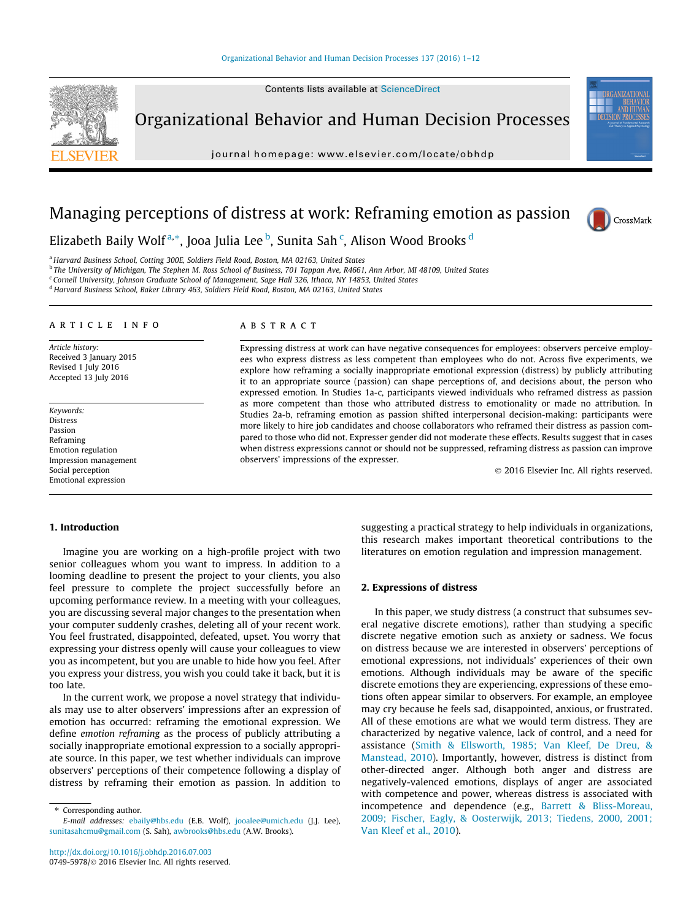# Managing perceptions of distress at work: Reframing emotion as passion

Elizabeth Baily Wolf [a,*], Jooa Julia Lee [b], Sunita Sah [c], Alison Wood Brooks [d]

[a] Harvard Business School, Cotting 300E, Soldiers Field Road, Boston, MA 02163, United States
[b] The University of Michigan, The Stephen M. Ross School of Business, 701 Tappan Ave, R4661, Ann Arbor, MI 48109, United States
[c] Cornell University, Johnson Graduate School of Management, Sage Hall 326, Ithaca, NY 14853, United States
[d] Harvard Business School, Baker Library 463, Soldiers Field Road, Boston, MA 02163, United States

**ARTICLE INFO**

*Article history:*
Received 3 January 2015
Revised 1 July 2016
Accepted 13 July 2016

*Keywords:*
Distress
Passion
Reframing
Emotion regulation
Impression management
Social perception
Emotional expression

**ABSTRACT**

Expressing distress at work can have negative consequences for employees: observers perceive employees who express distress as less competent than employees who do not. Across five experiments, we explore how reframing a socially inappropriate emotional expression (distress) by publicly attributing it to an appropriate source (passion) can shape perceptions of, and decisions about, the person who expressed emotion. In Studies 1a-c, participants viewed individuals who reframed distress as passion as more competent than those who attributed distress to emotionality or made no attribution. In Studies 2a-b, reframing emotion as passion shifted interpersonal decision-making: participants were more likely to hire job candidates and choose collaborators who reframed their distress as passion compared to those who did not. Expresser gender did not moderate these effects. Results suggest that in cases when distress expressions cannot or should not be suppressed, reframing distress as passion can improve observers' impressions of the expresser.

© 2016 Elsevier Inc. All rights reserved.

## 1. Introduction

Imagine you are working on a high-profile project with two senior colleagues whom you want to impress. In addition to a looming deadline to present the project to your clients, you also feel pressure to complete the project successfully before an upcoming performance review. In a meeting with your colleagues, you are discussing several major changes to the presentation when your computer suddenly crashes, deleting all of your recent work. You feel frustrated, disappointed, defeated, upset. You worry that expressing your distress openly will cause your colleagues to view you as incompetent, but you are unable to hide how you feel. After you express your distress, you wish you could take it back, but it is too late.

In the current work, we propose a novel strategy that individuals may use to alter observers' impressions after an expression of emotion has occurred: reframing the emotional expression. We define *emotion reframing* as the process of publicly attributing a socially inappropriate emotional expression to a socially appropriate source. In this paper, we test whether individuals can improve observers' perceptions of their competence following a display of distress by reframing their emotion as passion. In addition to suggesting a practical strategy to help individuals in organizations, this research makes important theoretical contributions to the literatures on emotion regulation and impression management.

## 2. Expressions of distress

In this paper, we study distress (a construct that subsumes several negative discrete emotions), rather than studying a specific discrete negative emotion such as anxiety or sadness. We focus on distress because we are interested in observers' perceptions of emotional expressions, not individuals' experiences of their own emotions. Although individuals may be aware of the specific discrete emotions they are experiencing, expressions of these emotions often appear similar to observers. For example, an employee may cry because he feels sad, disappointed, anxious, or frustrated. All of these emotions are what we would term distress. They are characterized by negative valence, lack of control, and a need for assistance (Smith & Ellsworth, 1985; Van Kleef, De Dreu, & Manstead, 2010). Importantly, however, distress is distinct from other-directed anger. Although both anger and distress are negatively-valenced emotions, displays of anger are associated with competence and power, whereas distress is associated with incompetence and dependence (e.g., Barrett & Bliss-Moreau, 2009; Fischer, Eagly, & Oosterwijk, 2013; Tiedens, 2000, 2001; Van Kleef et al., 2010).

---

* Corresponding author.
*E-mail addresses:* ebaily@hbs.edu (E.B. Wolf), jooalee@umich.edu (J.J. Lee), sunitasahcmu@gmail.com (S. Sah), awbrooks@hbs.edu (A.W. Brooks).

http://dx.doi.org/10.1016/j.obhdp.2016.07.003
0749-5978/© 2016 Elsevier Inc. All rights reserved.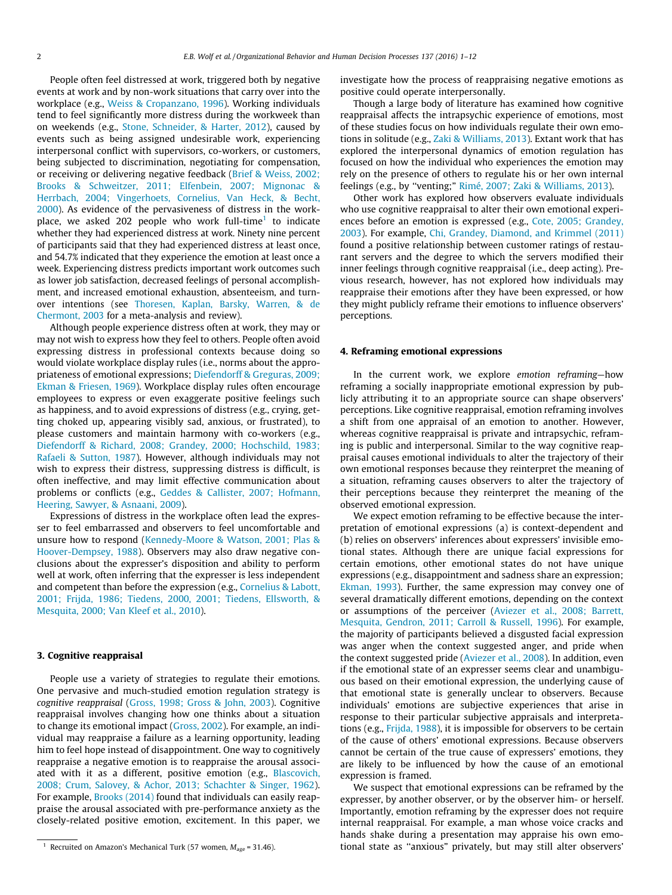People often feel distressed at work, triggered both by negative events at work and by non-work situations that carry over into the workplace (e.g., Weiss & Cropanzano, 1996). Working individuals tend to feel significantly more distress during the workweek than on weekends (e.g., Stone, Schneider, & Harter, 2012), caused by events such as being assigned undesirable work, experiencing interpersonal conflict with supervisors, co-workers, or customers, being subjected to discrimination, negotiating for compensation, or receiving or delivering negative feedback (Brief & Weiss, 2002; Brooks & Schweitzer, 2011; Elfenbein, 2007; Mignonac & Herrbach, 2004; Vingerhoets, Cornelius, Van Heck, & Becht, 2000). As evidence of the pervasiveness of distress in the workplace, we asked 202 people who work full-time[1] to indicate whether they had experienced distress at work. Ninety nine percent of participants said that they had experienced distress at least once, and 54.7% indicated that they experience the emotion at least once a week. Experiencing distress predicts important work outcomes such as lower job satisfaction, decreased feelings of personal accomplishment, and increased emotional exhaustion, absenteeism, and turnover intentions (see Thoresen, Kaplan, Barsky, Warren, & de Chermont, 2003 for a meta-analysis and review).

Although people experience distress often at work, they may or may not wish to express how they feel to others. People often avoid expressing distress in professional contexts because doing so would violate workplace display rules (i.e., norms about the appropriateness of emotional expressions; Diefendorff & Greguras, 2009; Ekman & Friesen, 1969). Workplace display rules often encourage employees to express or even exaggerate positive feelings such as happiness, and to avoid expressions of distress (e.g., crying, getting choked up, appearing visibly sad, anxious, or frustrated), to please customers and maintain harmony with co-workers (e.g., Diefendorff & Richard, 2008; Grandey, 2000; Hochschild, 1983; Rafaeli & Sutton, 1987). However, although individuals may not wish to express their distress, suppressing distress is difficult, is often ineffective, and may limit effective communication about problems or conflicts (e.g., Geddes & Callister, 2007; Hofmann, Heering, Sawyer, & Asnaani, 2009).

Expressions of distress in the workplace often lead the expresser to feel embarrassed and observers to feel uncomfortable and unsure how to respond (Kennedy-Moore & Watson, 2001; Plas & Hoover-Dempsey, 1988). Observers may also draw negative conclusions about the expresser's disposition and ability to perform well at work, often inferring that the expresser is less independent and competent than before the expression (e.g., Cornelius & Labott, 2001; Frijda, 1986; Tiedens, 2000, 2001; Tiedens, Ellsworth, & Mesquita, 2000; Van Kleef et al., 2010).

## 3. Cognitive reappraisal

People use a variety of strategies to regulate their emotions. One pervasive and much-studied emotion regulation strategy is *cognitive reappraisal* (Gross, 1998; Gross & John, 2003). Cognitive reappraisal involves changing how one thinks about a situation to change its emotional impact (Gross, 2002). For example, an individual may reappraise a failure as a learning opportunity, leading him to feel hope instead of disappointment. One way to cognitively reappraise a negative emotion is to reappraise the arousal associated with it as a different, positive emotion (e.g., Blascovich, 2008; Crum, Salovey, & Achor, 2013; Schachter & Singer, 1962). For example, Brooks (2014) found that individuals can easily reappraise the arousal associated with pre-performance anxiety as the closely-related positive emotion, excitement. In this paper, we investigate how the process of reappraising negative emotions as positive could operate interpersonally.

Though a large body of literature has examined how cognitive reappraisal affects the intrapsychic experience of emotions, most of these studies focus on how individuals regulate their own emotions in solitude (e.g., Zaki & Williams, 2013). Extant work that has explored the interpersonal dynamics of emotion regulation has focused on how the individual who experiences the emotion may rely on the presence of others to regulate his or her own internal feelings (e.g., by "venting;" Rimé, 2007; Zaki & Williams, 2013).

Other work has explored how observers evaluate individuals who use cognitive reappraisal to alter their own emotional experiences before an emotion is expressed (e.g., Cote, 2005; Grandey, 2003). For example, Chi, Grandey, Diamond, and Krimmel (2011) found a positive relationship between customer ratings of restaurant servers and the degree to which the servers modified their inner feelings through cognitive reappraisal (i.e., deep acting). Previous research, however, has not explored how individuals may reappraise their emotions after they have been expressed, or how they might publicly reframe their emotions to influence observers' perceptions.

## 4. Reframing emotional expressions

In the current work, we explore *emotion reframing*—how reframing a socially inappropriate emotional expression by publicly attributing it to an appropriate source can shape observers' perceptions. Like cognitive reappraisal, emotion reframing involves a shift from one appraisal of an emotion to another. However, whereas cognitive reappraisal is private and intrapsychic, reframing is public and interpersonal. Similar to the way cognitive reappraisal causes emotional individuals to alter the trajectory of their own emotional responses because they reinterpret the meaning of a situation, reframing causes observers to alter the trajectory of their perceptions because they reinterpret the meaning of the observed emotional expression.

We expect emotion reframing to be effective because the interpretation of emotional expressions (a) is context-dependent and (b) relies on observers' inferences about expressers' invisible emotional states. Although there are unique facial expressions for certain emotions, other emotional states do not have unique expressions (e.g., disappointment and sadness share an expression; Ekman, 1993). Further, the same expression may convey one of several dramatically different emotions, depending on the context or assumptions of the perceiver (Aviezer et al., 2008; Barrett, Mesquita, Gendron, 2011; Carroll & Russell, 1996). For example, the majority of participants believed a disgusted facial expression was anger when the context suggested anger, and pride when the context suggested pride (Aviezer et al., 2008). In addition, even if the emotional state of an expresser seems clear and unambiguous based on their emotional expression, the underlying cause of that emotional state is generally unclear to observers. Because individuals' emotions are subjective experiences that arise in response to their particular subjective appraisals and interpretations (e.g., Frijda, 1988), it is impossible for observers to be certain of the cause of others' emotional expressions. Because observers cannot be certain of the true cause of expressers' emotions, they are likely to be influenced by how the cause of an emotional expression is framed.

We suspect that emotional expressions can be reframed by the expresser, by another observer, or by the observer him- or herself. Importantly, emotion reframing by the expresser does not require internal reappraisal. For example, a man whose voice cracks and hands shake during a presentation may appraise his own emotional state as "anxious" privately, but may still alter observers'

[1] Recruited on Amazon's Mechanical Turk (57 women, $M_{age}$ = 31.46).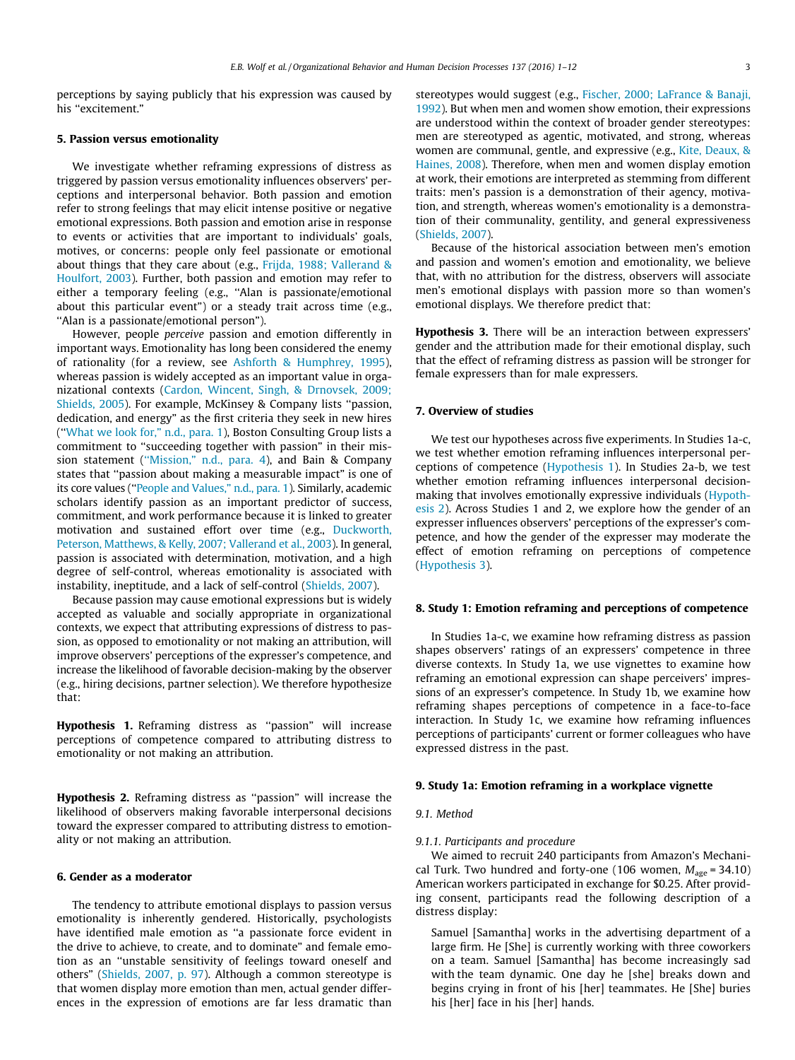perceptions by saying publicly that his expression was caused by his "excitement."

## 5. Passion versus emotionality

We investigate whether reframing expressions of distress as triggered by passion versus emotionality influences observers' perceptions and interpersonal behavior. Both passion and emotion refer to strong feelings that may elicit intense positive or negative emotional expressions. Both passion and emotion arise in response to events or activities that are important to individuals' goals, motives, or concerns: people only feel passionate or emotional about things that they care about (e.g., Frijda, 1988; Vallerand & Houlfort, 2003). Further, both passion and emotion may refer to either a temporary feeling (e.g., "Alan is passionate/emotional about this particular event") or a steady trait across time (e.g., "Alan is a passionate/emotional person").

However, people *perceive* passion and emotion differently in important ways. Emotionality has long been considered the enemy of rationality (for a review, see Ashforth & Humphrey, 1995), whereas passion is widely accepted as an important value in organizational contexts (Cardon, Wincent, Singh, & Drnovsek, 2009; Shields, 2005). For example, McKinsey & Company lists "passion, dedication, and energy" as the first criteria they seek in new hires ("What we look for," n.d., para. 1), Boston Consulting Group lists a commitment to "succeeding together with passion" in their mission statement ("Mission," n.d., para. 4), and Bain & Company states that "passion about making a measurable impact" is one of its core values ("People and Values," n.d., para. 1). Similarly, academic scholars identify passion as an important predictor of success, commitment, and work performance because it is linked to greater motivation and sustained effort over time (e.g., Duckworth, Peterson, Matthews, & Kelly, 2007; Vallerand et al., 2003). In general, passion is associated with determination, motivation, and a high degree of self-control, whereas emotionality is associated with instability, ineptitude, and a lack of self-control (Shields, 2007).

Because passion may cause emotional expressions but is widely accepted as valuable and socially appropriate in organizational contexts, we expect that attributing expressions of distress to passion, as opposed to emotionality or not making an attribution, will improve observers' perceptions of the expresser's competence, and increase the likelihood of favorable decision-making by the observer (e.g., hiring decisions, partner selection). We therefore hypothesize that:

**Hypothesis 1.** Reframing distress as "passion" will increase perceptions of competence compared to attributing distress to emotionality or not making an attribution.

**Hypothesis 2.** Reframing distress as "passion" will increase the likelihood of observers making favorable interpersonal decisions toward the expresser compared to attributing distress to emotionality or not making an attribution.

## 6. Gender as a moderator

The tendency to attribute emotional displays to passion versus emotionality is inherently gendered. Historically, psychologists have identified male emotion as "a passionate force evident in the drive to achieve, to create, and to dominate" and female emotion as an "unstable sensitivity of feelings toward oneself and others" (Shields, 2007, p. 97). Although a common stereotype is that women display more emotion than men, actual gender differences in the expression of emotions are far less dramatic than stereotypes would suggest (e.g., Fischer, 2000; LaFrance & Banaji, 1992). But when men and women show emotion, their expressions are understood within the context of broader gender stereotypes: men are stereotyped as agentic, motivated, and strong, whereas women are communal, gentle, and expressive (e.g., Kite, Deaux, & Haines, 2008). Therefore, when men and women display emotion at work, their emotions are interpreted as stemming from different traits: men's passion is a demonstration of their agency, motivation, and strength, whereas women's emotionality is a demonstration of their communality, gentility, and general expressiveness (Shields, 2007).

Because of the historical association between men's emotion and passion and women's emotion and emotionality, we believe that, with no attribution for the distress, observers will associate men's emotional displays with passion more so than women's emotional displays. We therefore predict that:

**Hypothesis 3.** There will be an interaction between expressers' gender and the attribution made for their emotional display, such that the effect of reframing distress as passion will be stronger for female expressers than for male expressers.

## 7. Overview of studies

We test our hypotheses across five experiments. In Studies 1a-c, we test whether emotion reframing influences interpersonal perceptions of competence (Hypothesis 1). In Studies 2a-b, we test whether emotion reframing influences interpersonal decision-making that involves emotionally expressive individuals (Hypothesis 2). Across Studies 1 and 2, we explore how the gender of an expresser influences observers' perceptions of the expresser's competence, and how the gender of the expresser may moderate the effect of emotion reframing on perceptions of competence (Hypothesis 3).

## 8. Study 1: Emotion reframing and perceptions of competence

In Studies 1a-c, we examine how reframing distress as passion shapes observers' ratings of an expressers' competence in three diverse contexts. In Study 1a, we use vignettes to examine how reframing an emotional expression can shape perceivers' impressions of an expresser's competence. In Study 1b, we examine how reframing shapes perceptions of competence in a face-to-face interaction. In Study 1c, we examine how reframing influences perceptions of participants' current or former colleagues who have expressed distress in the past.

## 9. Study 1a: Emotion reframing in a workplace vignette

### 9.1. Method

#### 9.1.1. Participants and procedure

We aimed to recruit 240 participants from Amazon's Mechanical Turk. Two hundred and forty-one (106 women, $M_{age} = 34.10$) American workers participated in exchange for $0.25. After providing consent, participants read the following description of a distress display:

> Samuel [Samantha] works in the advertising department of a large firm. He [She] is currently working with three coworkers on a team. Samuel [Samantha] has become increasingly sad with the team dynamic. One day he [she] breaks down and begins crying in front of his [her] teammates. He [She] buries his [her] face in his [her] hands.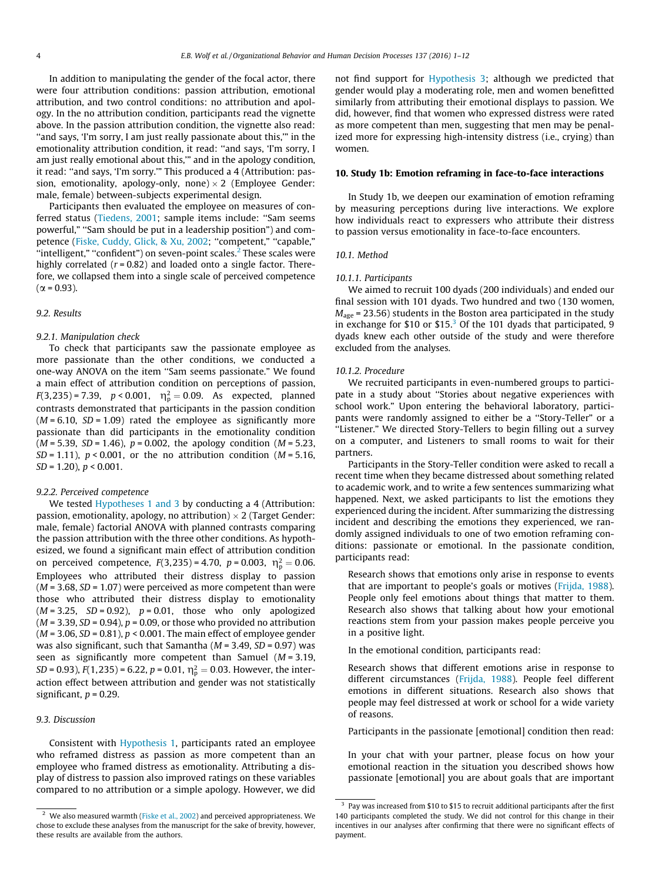In addition to manipulating the gender of the focal actor, there were four attribution conditions: passion attribution, emotional attribution, and two control conditions: no attribution and apology. In the no attribution condition, participants read the vignette above. In the passion attribution condition, the vignette also read: "and says, 'I'm sorry, I am just really passionate about this,'" in the emotionality attribution condition, it read: "and says, 'I'm sorry, I am just really emotional about this,'" and in the apology condition, it read: "and says, 'I'm sorry.'" This produced a 4 (Attribution: passion, emotionality, apology-only, none) $\times$ 2 (Employee Gender: male, female) between-subjects experimental design.

Participants then evaluated the employee on measures of conferred status (Tiedens, 2001; sample items include: "Sam seems powerful," "Sam should be put in a leadership position") and competence (Fiske, Cuddy, Glick, & Xu, 2002; "competent," "capable," "intelligent," "confident") on seven-point scales.[2] These scales were highly correlated ($r = 0.82$) and loaded onto a single factor. Therefore, we collapsed them into a single scale of perceived competence ($\alpha = 0.93$).

### 9.2. Results

#### 9.2.1. Manipulation check

To check that participants saw the passionate employee as more passionate than the other conditions, we conducted a one-way ANOVA on the item "Sam seems passionate." We found a main effect of attribution condition on perceptions of passion, $F(3,235) = 7.39$, $p < 0.001$, $\eta_p^2 = 0.09$. As expected, planned contrasts demonstrated that participants in the passion condition ($M = 6.10$, $SD = 1.09$) rated the employee as significantly more passionate than did participants in the emotionality condition ($M = 5.39$, $SD = 1.46$), $p = 0.002$, the apology condition ($M = 5.23$, $SD = 1.11$), $p < 0.001$, or the no attribution condition ($M = 5.16$, $SD = 1.20$), $p < 0.001$.

#### 9.2.2. Perceived competence

We tested Hypotheses 1 and 3 by conducting a 4 (Attribution: passion, emotionality, apology, no attribution) $\times$ 2 (Target Gender: male, female) factorial ANOVA with planned contrasts comparing the passion attribution with the three other conditions. As hypothesized, we found a significant main effect of attribution condition on perceived competence, $F(3,235) = 4.70$, $p = 0.003$, $\eta_p^2 = 0.06$. Employees who attributed their distress display to passion ($M = 3.68$, $SD = 1.07$) were perceived as more competent than were those who attributed their distress display to emotionality ($M = 3.25$, $SD = 0.92$), $p = 0.01$, those who only apologized ($M = 3.39$, $SD = 0.94$), $p = 0.09$, or those who provided no attribution ($M = 3.06$, $SD = 0.81$), $p < 0.001$. The main effect of employee gender was also significant, such that Samantha ($M = 3.49$, $SD = 0.97$) was seen as significantly more competent than Samuel ($M = 3.19$, $SD = 0.93$), $F(1,235) = 6.22$, $p = 0.01$, $\eta_p^2 = 0.03$. However, the interaction effect between attribution and gender was not statistically significant, $p = 0.29$.

### 9.3. Discussion

Consistent with Hypothesis 1, participants rated an employee who reframed distress as passion as more competent than an employee who framed distress as emotionality. Attributing a display of distress to passion also improved ratings on these variables compared to no attribution or a simple apology. However, we did not find support for Hypothesis 3; although we predicted that gender would play a moderating role, men and women benefitted similarly from attributing their emotional displays to passion. We did, however, find that women who expressed distress were rated as more competent than men, suggesting that men may be penalized more for expressing high-intensity distress (i.e., crying) than women.

## 10. Study 1b: Emotion reframing in face-to-face interactions

In Study 1b, we deepen our examination of emotion reframing by measuring perceptions during live interactions. We explore how individuals react to expressers who attribute their distress to passion versus emotionality in face-to-face encounters.

### 10.1. Method

#### 10.1.1. Participants

We aimed to recruit 100 dyads (200 individuals) and ended our final session with 101 dyads. Two hundred and two (130 women, $M_{age} = 23.56$) students in the Boston area participated in the study in exchange for \$10 or \$15.[3] Of the 101 dyads that participated, 9 dyads knew each other outside of the study and were therefore excluded from the analyses.

#### 10.1.2. Procedure

We recruited participants in even-numbered groups to participate in a study about "Stories about negative experiences with school work." Upon entering the behavioral laboratory, participants were randomly assigned to either be a "Story-Teller" or a "Listener." We directed Story-Tellers to begin filling out a survey on a computer, and Listeners to small rooms to wait for their partners.

Participants in the Story-Teller condition were asked to recall a recent time when they became distressed about something related to academic work, and to write a few sentences summarizing what happened. Next, we asked participants to list the emotions they experienced during the incident. After summarizing the distressing incident and describing the emotions they experienced, we randomly assigned individuals to one of two emotion reframing conditions: passionate or emotional. In the passionate condition, participants read:

> Research shows that emotions only arise in response to events that are important to people's goals or motives (Frijda, 1988). People only feel emotions about things that matter to them. Research also shows that talking about how your emotional reactions stem from your passion makes people perceive you in a positive light.

In the emotional condition, participants read:

> Research shows that different emotions arise in response to different circumstances (Frijda, 1988). People feel different emotions in different situations. Research also shows that people may feel distressed at work or school for a wide variety of reasons.

Participants in the passionate [emotional] condition then read:

> In your chat with your partner, please focus on how your emotional reaction in the situation you described shows how passionate [emotional] you are about goals that are important

---

[2] We also measured warmth (Fiske et al., 2002) and perceived appropriateness. We chose to exclude these analyses from the manuscript for the sake of brevity, however, these results are available from the authors.

[3] Pay was increased from \$10 to \$15 to recruit additional participants after the first 140 participants completed the study. We did not control for this change in their incentives in our analyses after confirming that there were no significant effects of payment.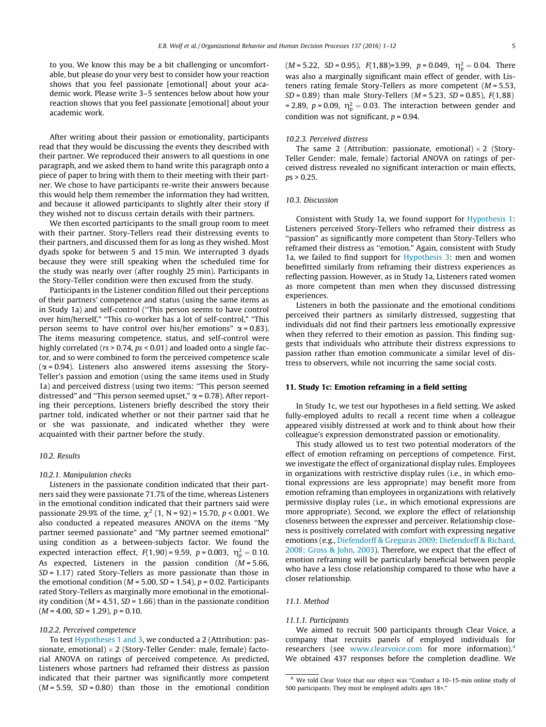to you. We know this may be a bit challenging or uncomfortable, but please do your very best to consider how your reaction shows that you feel passionate [emotional] about your academic work. Please write 3–5 sentences below about how your reaction shows that you feel passionate [emotional] about your academic work.

After writing about their passion or emotionality, participants read that they would be discussing the events they described with their partner. We reproduced their answers to all questions in one paragraph, and we asked them to hand write this paragraph onto a piece of paper to bring with them to their meeting with their partner. We chose to have participants re-write their answers because this would help them remember the information they had written, and because it allowed participants to slightly alter their story if they wished not to discuss certain details with their partners.

We then escorted participants to the small group room to meet with their partner. Story-Tellers read their distressing events to their partners, and discussed them for as long as they wished. Most dyads spoke for between 5 and 15 min. We interrupted 3 dyads because they were still speaking when the scheduled time for the study was nearly over (after roughly 25 min). Participants in the Story-Teller condition were then excused from the study.

Participants in the Listener condition filled out their perceptions of their partners' competence and status (using the same items as in Study 1a) and self-control ("This person seems to have control over him/herself," "This co-worker has a lot of self-control," "This person seems to have control over his/her emotions" $\alpha = 0.83$). The items measuring competence, status, and self-control were highly correlated ($rs > 0.74$, $ps < 0.01$) and loaded onto a single factor, and so were combined to form the perceived competence scale ($\alpha = 0.94$). Listeners also answered items assessing the Story-Teller's passion and emotion (using the same items used in Study 1a) and perceived distress (using two items: "This person seemed distressed" and "This person seemed upset," $\alpha = 0.78$). After reporting their perceptions, Listeners briefly described the story their partner told, indicated whether or not their partner said that he or she was passionate, and indicated whether they were acquainted with their partner before the study.

### 10.2. Results

#### 10.2.1. Manipulation checks

Listeners in the passionate condition indicated that their partners said they were passionate 71.7% of the time, whereas Listeners in the emotional condition indicated that their partners said were passionate 29.9% of the time, $\chi^2$ (1, N = 92) = 15.70, $p < 0.001$. We also conducted a repeated measures ANOVA on the items "My partner seemed passionate" and "My partner seemed emotional" using condition as a between-subjects factor. We found the expected interaction effect, $F(1,90) = 9.59$, $p = 0.003$, $\eta_p^2 = 0.10$. As expected, Listeners in the passion condition ($M = 5.66$, $SD = 1.17$) rated Story-Tellers as more passionate than those in the emotional condition ($M = 5.00$, $SD = 1.54$), $p = 0.02$. Participants rated Story-Tellers as marginally more emotional in the emotionality condition ($M = 4.51$, $SD = 1.66$) than in the passionate condition ($M = 4.00$, $SD = 1.29$), $p = 0.10$.

#### 10.2.2. Perceived competence

To test Hypotheses 1 and 3, we conducted a 2 (Attribution: passionate, emotional) × 2 (Story-Teller Gender: male, female) factorial ANOVA on ratings of perceived competence. As predicted, Listeners whose partners had reframed their distress as passion indicated that their partner was significantly more competent ($M = 5.59$, $SD = 0.80$) than those in the emotional condition ($M = 5.22$, $SD = 0.95$), $F(1,88) = 3.99$, $p = 0.049$, $\eta_p^2 = 0.04$. There was also a marginally significant main effect of gender, with Listeners rating female Story-Tellers as more competent ($M = 5.53$, $SD = 0.89$) than male Story-Tellers ($M = 5.23$, $SD = 0.85$), $F(1,88) = 2.89$, $p = 0.09$, $\eta_p^2 = 0.03$. The interaction between gender and condition was not significant, $p = 0.94$.

#### 10.2.3. Perceived distress

The same 2 (Attribution: passionate, emotional) × 2 (Story-Teller Gender: male, female) factorial ANOVA on ratings of perceived distress revealed no significant interaction or main effects, $ps > 0.25$.

### 10.3. Discussion

Consistent with Study 1a, we found support for Hypothesis 1: Listeners perceived Story-Tellers who reframed their distress as "passion" as significantly more competent than Story-Tellers who reframed their distress as "emotion." Again, consistent with Study 1a, we failed to find support for Hypothesis 3: men and women benefitted similarly from reframing their distress experiences as reflecting passion. However, as in Study 1a, Listeners rated women as more competent than men when they discussed distressing experiences.

Listeners in both the passionate and the emotional conditions perceived their partners as similarly distressed, suggesting that individuals did not find their partners less emotionally expressive when they referred to their emotion as passion. This finding suggests that individuals who attribute their distress expressions to passion rather than emotion communicate a similar level of distress to observers, while not incurring the same social costs.

## 11. Study 1c: Emotion reframing in a field setting

In Study 1c, we test our hypotheses in a field setting. We asked fully-employed adults to recall a recent time when a colleague appeared visibly distressed at work and to think about how their colleague's expression demonstrated passion or emotionality.

This study allowed us to test two potential moderators of the effect of emotion reframing on perceptions of competence. First, we investigate the effect of organizational display rules. Employees in organizations with restrictive display rules (i.e., in which emotional expressions are less appropriate) may benefit more from emotion reframing than employees in organizations with relatively permissive display rules (i.e., in which emotional expressions are more appropriate). Second, we explore the effect of relationship closeness between the expresser and perceiver. Relationship closeness is positively correlated with comfort with expressing negative emotions (e.g., Diefendorff & Greguras 2009; Diefendorff & Richard, 2008; Gross & John, 2003). Therefore, we expect that the effect of emotion reframing will be particularly beneficial between people who have a less close relationship compared to those who have a closer relationship.

### 11.1. Method

#### 11.1.1. Participants

We aimed to recruit 500 participants through Clear Voice, a company that recruits panels of employed individuals for researchers (see www.clearvoice.com for more information).[4] We obtained 437 responses before the completion deadline. We

[4] We told Clear Voice that our object was "Conduct a 10–15-min online study of 500 participants. They must be employed adults ages 18+."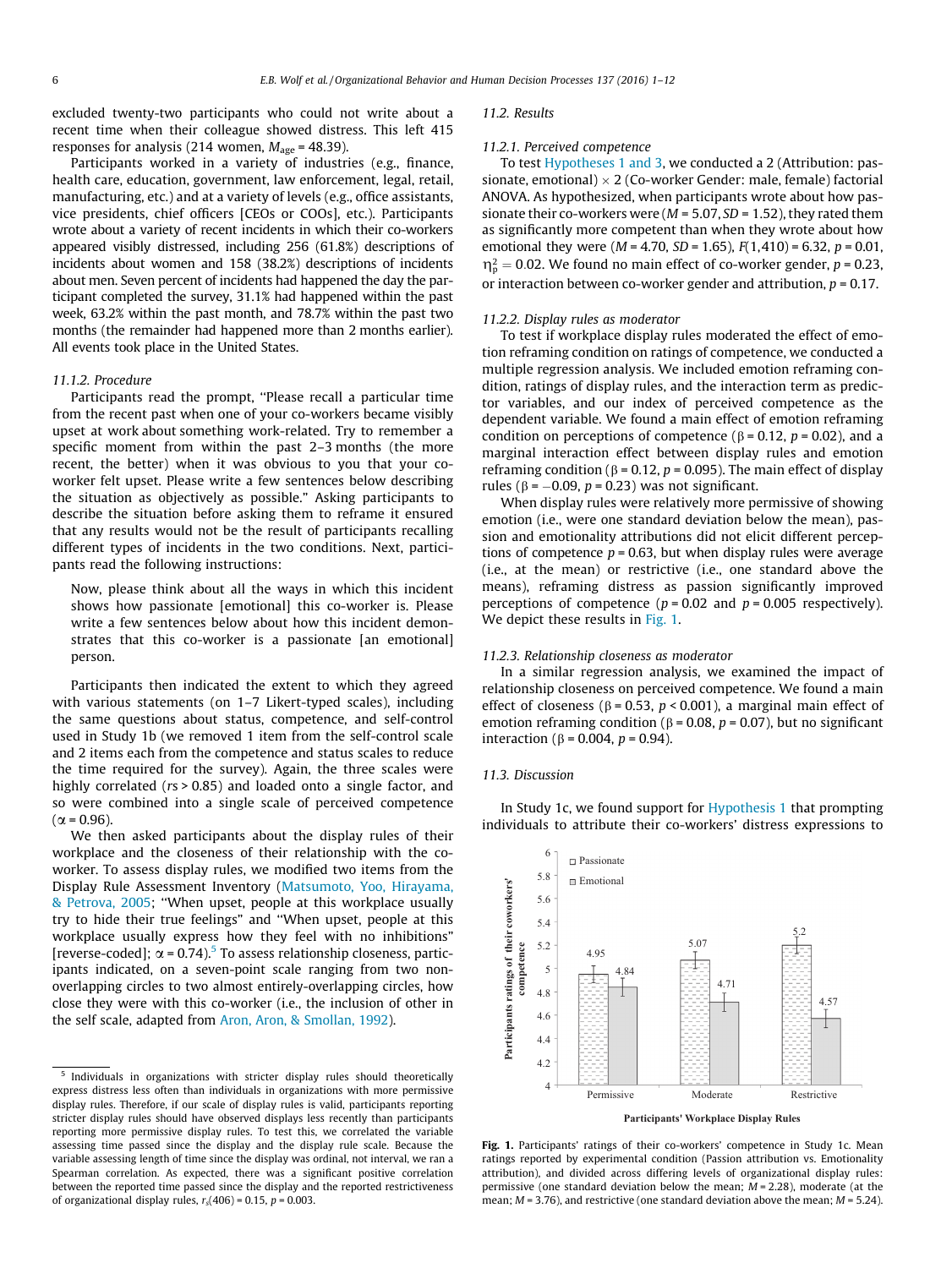excluded twenty-two participants who could not write about a recent time when their colleague showed distress. This left 415 responses for analysis (214 women, $M_{age} = 48.39$).

Participants worked in a variety of industries (e.g., finance, health care, education, government, law enforcement, legal, retail, manufacturing, etc.) and at a variety of levels (e.g., office assistants, vice presidents, chief officers [CEOs or COOs], etc.). Participants wrote about a variety of recent incidents in which their co-workers appeared visibly distressed, including 256 (61.8%) descriptions of incidents about women and 158 (38.2%) descriptions of incidents about men. Seven percent of incidents had happened the day the participant completed the survey, 31.1% had happened within the past week, 63.2% within the past month, and 78.7% within the past two months (the remainder had happened more than 2 months earlier). All events took place in the United States.

#### 11.1.2. Procedure

Participants read the prompt, "Please recall a particular time from the recent past when one of your co-workers became visibly upset at work about something work-related. Try to remember a specific moment from within the past 2–3 months (the more recent, the better) when it was obvious to you that your co-worker felt upset. Please write a few sentences below describing the situation as objectively as possible." Asking participants to describe the situation before asking them to reframe it ensured that any results would not be the result of participants recalling different types of incidents in the two conditions. Next, participants read the following instructions:

> Now, please think about all the ways in which this incident shows how passionate [emotional] this co-worker is. Please write a few sentences below about how this incident demonstrates that this co-worker is a passionate [an emotional] person.

Participants then indicated the extent to which they agreed with various statements (on 1–7 Likert-typed scales), including the same questions about status, competence, and self-control used in Study 1b (we removed 1 item from the self-control scale and 2 items each from the competence and status scales to reduce the time required for the survey). Again, the three scales were highly correlated ($rs > 0.85$) and loaded onto a single factor, and so were combined into a single scale of perceived competence ($\alpha = 0.96$).

We then asked participants about the display rules of their workplace and the closeness of their relationship with the co-worker. To assess display rules, we modified two items from the Display Rule Assessment Inventory (Matsumoto, Yoo, Hirayama, & Petrova, 2005; "When upset, people at this workplace usually try to hide their true feelings" and "When upset, people at this workplace usually express how they feel with no inhibitions" [reverse-coded]; $\alpha = 0.74$).[5] To assess relationship closeness, participants indicated, on a seven-point scale ranging from two non-overlapping circles to two almost entirely-overlapping circles, how close they were with this co-worker (i.e., the inclusion of other in the self scale, adapted from Aron, Aron, & Smollan, 1992).

### 11.2. Results

#### 11.2.1. Perceived competence

To test Hypotheses 1 and 3, we conducted a 2 (Attribution: passionate, emotional) × 2 (Co-worker Gender: male, female) factorial ANOVA. As hypothesized, when participants wrote about how passionate their co-workers were ($M = 5.07$, $SD = 1.52$), they rated them as significantly more competent than when they wrote about how emotional they were ($M = 4.70$, $SD = 1.65$), $F(1,410) = 6.32$, $p = 0.01$, $\eta_p^2 = 0.02$. We found no main effect of co-worker gender, $p = 0.23$, or interaction between co-worker gender and attribution, $p = 0.17$.

#### 11.2.2. Display rules as moderator

To test if workplace display rules moderated the effect of emotion reframing condition on ratings of competence, we conducted a multiple regression analysis. We included emotion reframing condition, ratings of display rules, and the interaction term as predictor variables, and our index of perceived competence as the dependent variable. We found a main effect of emotion reframing condition on perceptions of competence ($\beta = 0.12$, $p = 0.02$), and a marginal interaction effect between display rules and emotion reframing condition ($\beta = 0.12$, $p = 0.095$). The main effect of display rules ($\beta = -0.09$, $p = 0.23$) was not significant.

When display rules were relatively more permissive of showing emotion (i.e., were one standard deviation below the mean), passion and emotionality attributions did not elicit different perceptions of competence $p = 0.63$, but when display rules were average (i.e., at the mean) or restrictive (i.e., one standard above the means), reframing distress as passion significantly improved perceptions of competence ($p = 0.02$ and $p = 0.005$ respectively). We depict these results in Fig. 1.

#### 11.2.3. Relationship closeness as moderator

In a similar regression analysis, we examined the impact of relationship closeness on perceived competence. We found a main effect of closeness ($\beta = 0.53$, $p < 0.001$), a marginal main effect of emotion reframing condition ($\beta = 0.08$, $p = 0.07$), but no significant interaction ($\beta = 0.004$, $p = 0.94$).

### 11.3. Discussion

In Study 1c, we found support for Hypothesis 1 that prompting individuals to attribute their co-workers' distress expressions to

Fig. 1. Participants' ratings of their co-workers' competence in Study 1c. Mean ratings reported by experimental condition (Passion attribution vs. Emotionality attribution), and divided across differing levels of organizational display rules: permissive (one standard deviation below the mean; $M = 2.28$), moderate (at the mean; $M = 3.76$), and restrictive (one standard deviation above the mean; $M = 5.24$).

[5] Individuals in organizations with stricter display rules should theoretically express distress less often than individuals in organizations with more permissive display rules. Therefore, if our scale of display rules is valid, participants reporting stricter display rules should have observed displays less recently than participants reporting more permissive display rules. To test this, we correlated the variable assessing time passed since the display and the display rule scale. Because the variable assessing length of time since the display was ordinal, not interval, we ran a Spearman correlation. As expected, there was a significant positive correlation between the reported time passed since the display and the reported restrictiveness of organizational display rules, $r_s(406) = 0.15$, $p = 0.003$.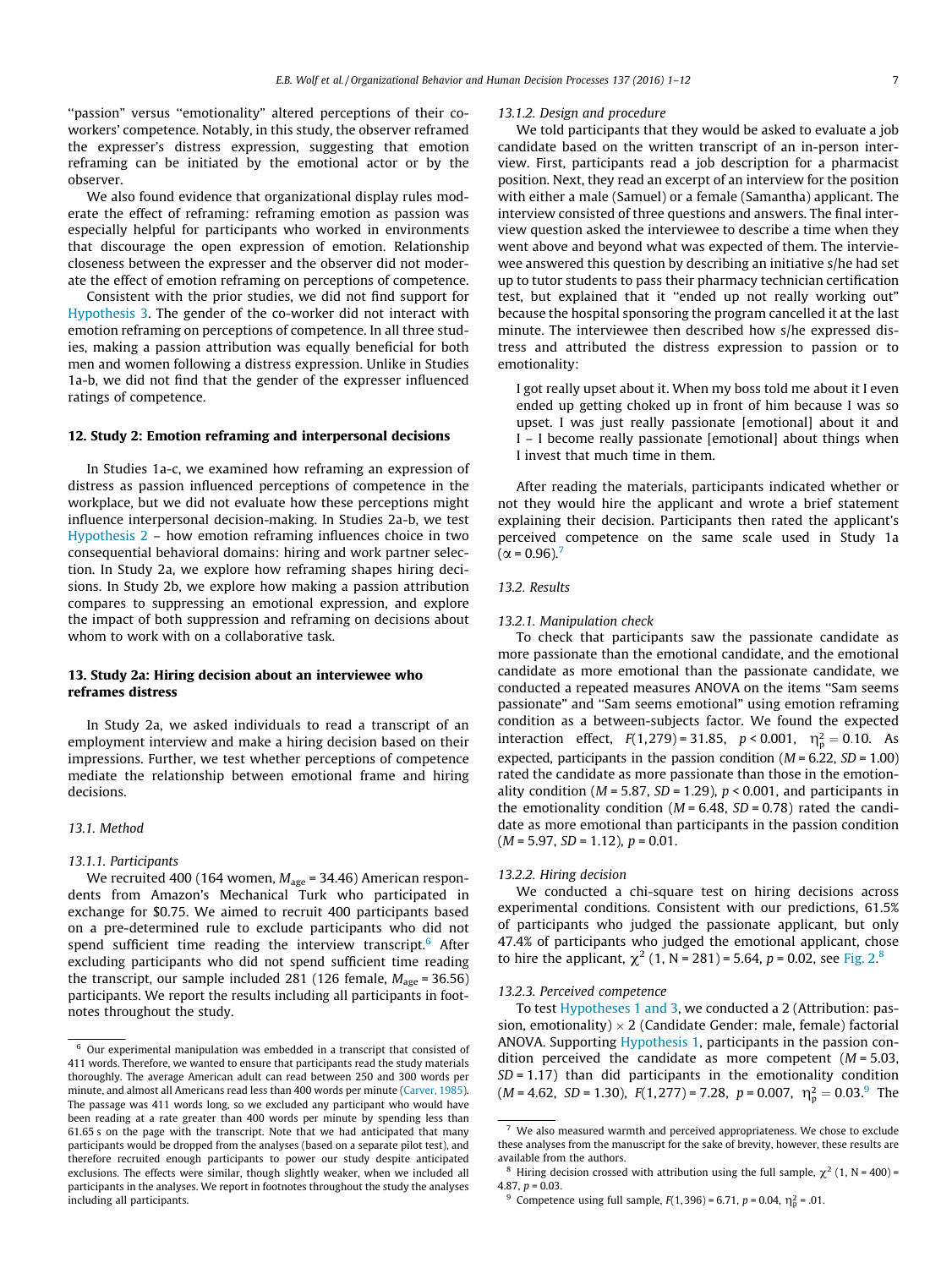"passion" versus "emotionality" altered perceptions of their co-workers' competence. Notably, in this study, the observer reframed the expresser's distress expression, suggesting that emotion reframing can be initiated by the emotional actor or by the observer.

We also found evidence that organizational display rules moderate the effect of reframing: reframing emotion as passion was especially helpful for participants who worked in environments that discourage the open expression of emotion. Relationship closeness between the expresser and the observer did not moderate the effect of emotion reframing on perceptions of competence.

Consistent with the prior studies, we did not find support for Hypothesis 3. The gender of the co-worker did not interact with emotion reframing on perceptions of competence. In all three studies, making a passion attribution was equally beneficial for both men and women following a distress expression. Unlike in Studies 1a-b, we did not find that the gender of the expresser influenced ratings of competence.

## 12. Study 2: Emotion reframing and interpersonal decisions

In Studies 1a-c, we examined how reframing an expression of distress as passion influenced perceptions of competence in the workplace, but we did not evaluate how these perceptions might influence interpersonal decision-making. In Studies 2a-b, we test Hypothesis 2 – how emotion reframing influences choice in two consequential behavioral domains: hiring and work partner selection. In Study 2a, we explore how reframing shapes hiring decisions. In Study 2b, we explore how making a passion attribution compares to suppressing an emotional expression, and explore the impact of both suppression and reframing on decisions about whom to work with on a collaborative task.

## 13. Study 2a: Hiring decision about an interviewee who reframes distress

In Study 2a, we asked individuals to read a transcript of an employment interview and make a hiring decision based on their impressions. Further, we test whether perceptions of competence mediate the relationship between emotional frame and hiring decisions.

### 13.1. Method

#### 13.1.1. Participants

We recruited 400 (164 women, $M_{age}$ = 34.46) American respondents from Amazon's Mechanical Turk who participated in exchange for $0.75. We aimed to recruit 400 participants based on a pre-determined rule to exclude participants who did not spend sufficient time reading the interview transcript.[6] After excluding participants who did not spend sufficient time reading the transcript, our sample included 281 (126 female, $M_{age}$ = 36.56) participants. We report the results including all participants in footnotes throughout the study.

#### 13.1.2. Design and procedure

We told participants that they would be asked to evaluate a job candidate based on the written transcript of an in-person interview. First, participants read a job description for a pharmacist position. Next, they read an excerpt of an interview for the position with either a male (Samuel) or a female (Samantha) applicant. The interview consisted of three questions and answers. The final interview question asked the interviewee to describe a time when they went above and beyond what was expected of them. The interviewee answered this question by describing an initiative s/he had set up to tutor students to pass their pharmacy technician certification test, but explained that it "ended up not really working out" because the hospital sponsoring the program cancelled it at the last minute. The interviewee then described how s/he expressed distress and attributed the distress expression to passion or to emotionality:

> I got really upset about it. When my boss told me about it I even ended up getting choked up in front of him because I was so upset. I was just really passionate [emotional] about it and I – I become really passionate [emotional] about things when I invest that much time in them.

After reading the materials, participants indicated whether or not they would hire the applicant and wrote a brief statement explaining their decision. Participants then rated the applicant's perceived competence on the same scale used in Study 1a ($\alpha$ = 0.96).[7]

### 13.2. Results

#### 13.2.1. Manipulation check

To check that participants saw the passionate candidate as more passionate than the emotional candidate, and the emotional candidate as more emotional than the passionate candidate, we conducted a repeated measures ANOVA on the items "Sam seems passionate" and "Sam seems emotional" using emotion reframing condition as a between-subjects factor. We found the expected interaction effect, $F(1,279) = 31.85$, $p < 0.001$, $\eta_p^2 = 0.10$. As expected, participants in the passion condition ($M$ = 6.22, $SD$ = 1.00) rated the candidate as more passionate than those in the emotionality condition ($M$ = 5.87, $SD$ = 1.29), $p < 0.001$, and participants in the emotionality condition ($M$ = 6.48, $SD$ = 0.78) rated the candidate as more emotional than participants in the passion condition ($M$ = 5.97, $SD$ = 1.12), $p$ = 0.01.

#### 13.2.2. Hiring decision

We conducted a chi-square test on hiring decisions across experimental conditions. Consistent with our predictions, 61.5% of participants who judged the passionate applicant, but only 47.4% of participants who judged the emotional applicant, chose to hire the applicant, $\chi^2$ (1, N = 281) = 5.64, $p$ = 0.02, see Fig. 2.[8]

#### 13.2.3. Perceived competence

To test Hypotheses 1 and 3, we conducted a 2 (Attribution: passion, emotionality) × 2 (Candidate Gender: male, female) factorial ANOVA. Supporting Hypothesis 1, participants in the passion condition perceived the candidate as more competent ($M$ = 5.03, $SD$ = 1.17) than did participants in the emotionality condition ($M$ = 4.62, $SD$ = 1.30), $F(1,277) = 7.28$, $p = 0.007$, $\eta_p^2 = 0.03$.[9] The

---

[6] Our experimental manipulation was embedded in a transcript that consisted of 411 words. Therefore, we wanted to ensure that participants read the study materials thoroughly. The average American adult can read between 250 and 300 words per minute, and almost all Americans read less than 400 words per minute (Carver, 1985). The passage was 411 words long, so we excluded any participant who would have been reading at a rate greater than 400 words per minute by spending less than 61.65 s on the page with the transcript. Note that we had anticipated that many participants would be dropped from the analyses (based on a separate pilot test), and therefore recruited enough participants to power our study despite anticipated exclusions. The effects were similar, though slightly weaker, when we included all participants in the analyses. We report in footnotes throughout the study the analyses including all participants.

[7] We also measured warmth and perceived appropriateness. We chose to exclude these analyses from the manuscript for the sake of brevity, however, these results are available from the authors.

[8] Hiring decision crossed with attribution using the full sample, $\chi^2$ (1, N = 400) = 4.87, $p$ = 0.03.

[9] Competence using full sample, $F(1,396) = 6.71$, $p = 0.04$, $\eta_p^2 = .01$.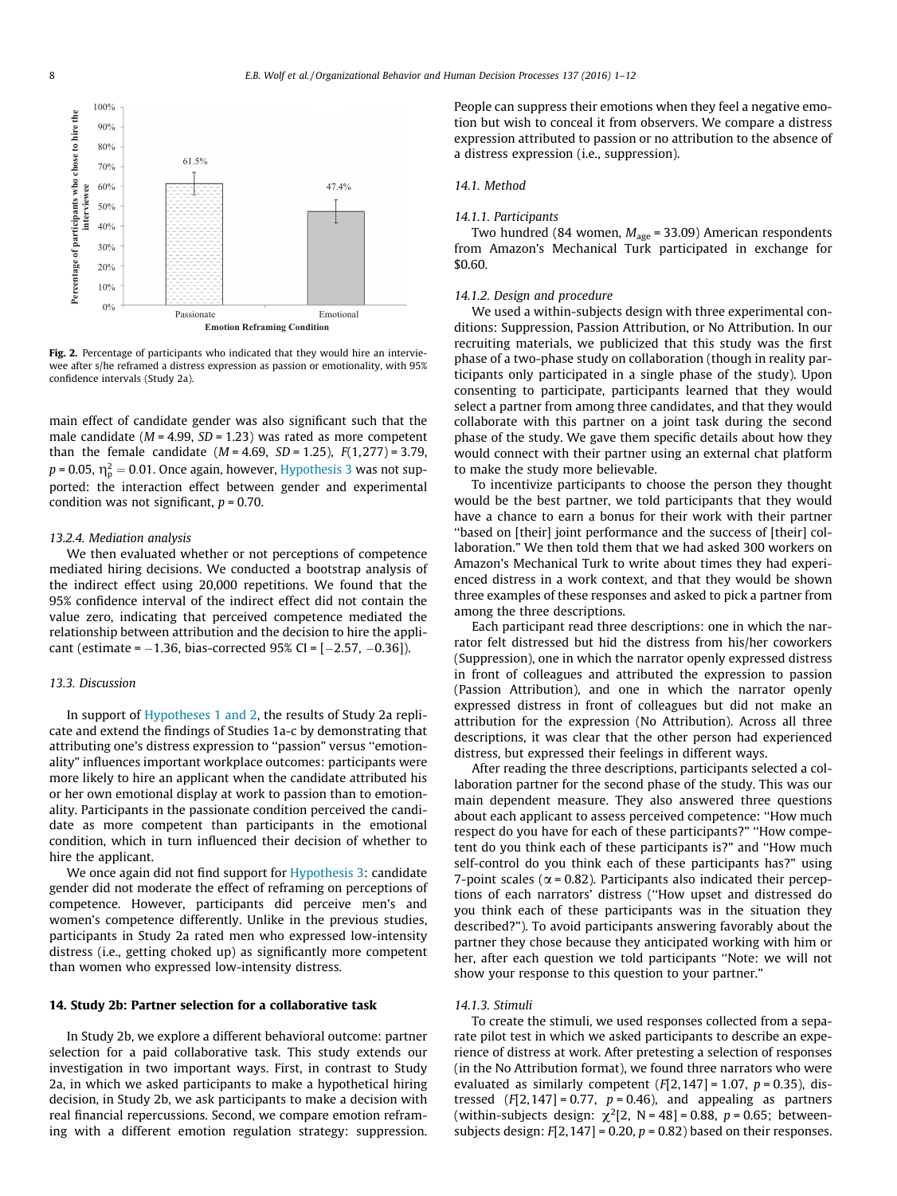100%
90%
80%
70%
60%
50%
40%
30%
20%
10%
0%

Percentage of participants who chose to hire the interviewee

61.5%

47.4%

Passionate

Emotional

Emotion Reframing Condition

**Fig. 2.** Percentage of participants who indicated that they would hire an interviewee after s/he reframed a distress expression as passion or emotionality, with 95% confidence intervals (Study 2a).

main effect of candidate gender was also significant such that the male candidate ($M = 4.99$, $SD = 1.23$) was rated as more competent than the female candidate ($M = 4.69$, $SD = 1.25$), $F(1,277) = 3.79$, $p = 0.05$, $\eta_p^2 = 0.01$. Once again, however, Hypothesis 3 was not supported: the interaction effect between gender and experimental condition was not significant, $p = 0.70$.

#### 13.2.4. Mediation analysis

We then evaluated whether or not perceptions of competence mediated hiring decisions. We conducted a bootstrap analysis of the indirect effect using 20,000 repetitions. We found that the 95% confidence interval of the indirect effect did not contain the value zero, indicating that perceived competence mediated the relationship between attribution and the decision to hire the applicant (estimate = −1.36, bias-corrected 95% CI = [−2.57, −0.36]).

### 13.3. Discussion

In support of Hypotheses 1 and 2, the results of Study 2a replicate and extend the findings of Studies 1a-c by demonstrating that attributing one's distress expression to "passion" versus "emotionality" influences important workplace outcomes: participants were more likely to hire an applicant when the candidate attributed his or her own emotional display at work to passion than to emotionality. Participants in the passionate condition perceived the candidate as more competent than participants in the emotional condition, which in turn influenced their decision of whether to hire the applicant.

We once again did not find support for Hypothesis 3: candidate gender did not moderate the effect of reframing on perceptions of competence. However, participants did perceive men's and women's competence differently. Unlike in the previous studies, participants in Study 2a rated men who expressed low-intensity distress (i.e., getting choked up) as significantly more competent than women who expressed low-intensity distress.

## 14. Study 2b: Partner selection for a collaborative task

In Study 2b, we explore a different behavioral outcome: partner selection for a paid collaborative task. This study extends our investigation in two important ways. First, in contrast to Study 2a, in which we asked participants to make a hypothetical hiring decision, in Study 2b, we ask participants to make a decision with real financial repercussions. Second, we compare emotion reframing with a different emotion regulation strategy: suppression. People can suppress their emotions when they feel a negative emotion but wish to conceal it from observers. We compare a distress expression attributed to passion or no attribution to the absence of a distress expression (i.e., suppression).

### 14.1. Method

#### 14.1.1. Participants

Two hundred (84 women, $M_{age} = 33.09$) American respondents from Amazon's Mechanical Turk participated in exchange for $0.60.

#### 14.1.2. Design and procedure

We used a within-subjects design with three experimental conditions: Suppression, Passion Attribution, or No Attribution. In our recruiting materials, we publicized that this study was the first phase of a two-phase study on collaboration (though in reality participants only participated in a single phase of the study). Upon consenting to participate, participants learned that they would select a partner from among three candidates, and that they would collaborate with this partner on a joint task during the second phase of the study. We gave them specific details about how they would connect with their partner using an external chat platform to make the study more believable.

To incentivize participants to choose the person they thought would be the best partner, we told participants that they would have a chance to earn a bonus for their work with their partner "based on [their] joint performance and the success of [their] collaboration." We then told them that we had asked 300 workers on Amazon's Mechanical Turk to write about times they had experienced distress in a work context, and that they would be shown three examples of these responses and asked to pick a partner from among the three descriptions.

Each participant read three descriptions: one in which the narrator felt distressed but hid the distress from his/her coworkers (Suppression), one in which the narrator openly expressed distress in front of colleagues and attributed the expression to passion (Passion Attribution), and one in which the narrator openly expressed distress in front of colleagues but did not make an attribution for the expression (No Attribution). Across all three descriptions, it was clear that the other person had experienced distress, but expressed their feelings in different ways.

After reading the three descriptions, participants selected a collaboration partner for the second phase of the study. This was our main dependent measure. They also answered three questions about each applicant to assess perceived competence: "How much respect do you have for each of these participants?" "How competent do you think each of these participants is?" and "How much self-control do you think each of these participants has?" using 7-point scales ($\alpha = 0.82$). Participants also indicated their perceptions of each narrators' distress ("How upset and distressed do you think each of these participants was in the situation they described?"). To avoid participants answering favorably about the partner they chose because they anticipated working with him or her, after each question we told participants "Note: we will not show your response to this question to your partner."

#### 14.1.3. Stimuli

To create the stimuli, we used responses collected from a separate pilot test in which we asked participants to describe an experience of distress at work. After pretesting a selection of responses (in the No Attribution format), we found three narrators who were evaluated as similarly competent ($F[2,147] = 1.07$, $p = 0.35$), distressed ($F[2,147] = 0.77$, $p = 0.46$), and appealing as partners (within-subjects design: $\chi^2[2, N = 48] = 0.88$, $p = 0.65$; between-subjects design: $F[2,147] = 0.20$, $p = 0.82$) based on their responses.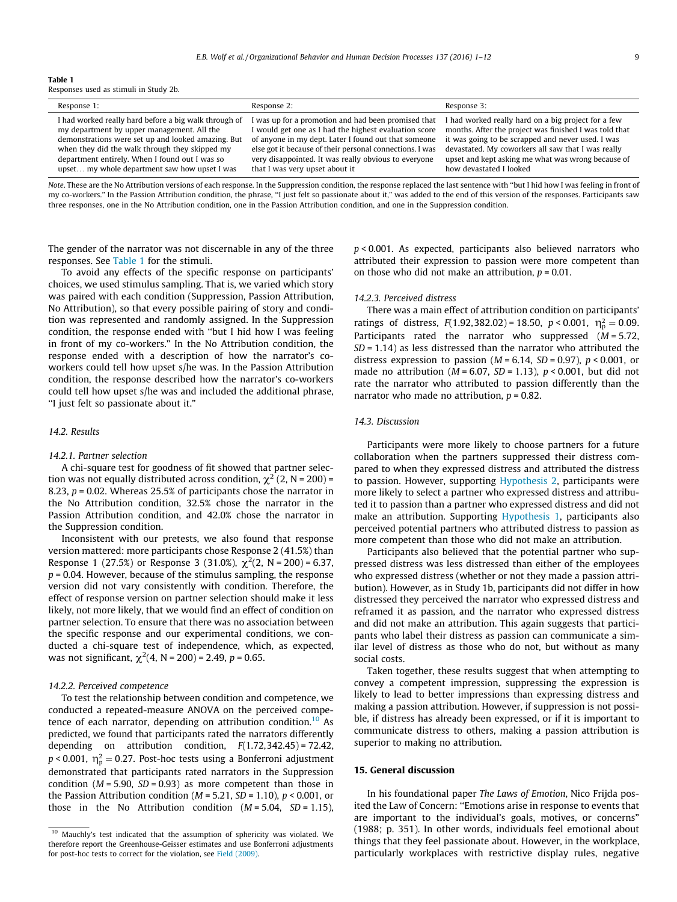**Table 1**
Responses used as stimuli in Study 2b.

| Response 1: | Response 2: | Response 3: |
|---|---|---|
| I had worked really hard before a big walk through of my department by upper management. All the demonstrations were set up and looked amazing. But when they did the walk through they skipped my department entirely. When I found out I was so upset… my whole department saw how upset I was | I was up for a promotion and had been promised that I would get one as I had the highest evaluation score of anyone in my dept. Later I found out that someone else got it because of their personal connections. I was very disappointed. It was really obvious to everyone that I was very upset about it | I had worked really hard on a big project for a few months. After the project was finished I was told that it was going to be scrapped and never used. I was devastated. My coworkers all saw that I was really upset and kept asking me what was wrong because of how devastated I looked |

*Note*. These are the No Attribution versions of each response. In the Suppression condition, the response replaced the last sentence with "but I hid how I was feeling in front of my co-workers." In the Passion Attribution condition, the phrase, "I just felt so passionate about it," was added to the end of this version of the responses. Participants saw three responses, one in the No Attribution condition, one in the Passion Attribution condition, and one in the Suppression condition.

The gender of the narrator was not discernable in any of the three responses. See Table 1 for the stimuli.

To avoid any effects of the specific response on participants' choices, we used stimulus sampling. That is, we varied which story was paired with each condition (Suppression, Passion Attribution, No Attribution), so that every possible pairing of story and condition was represented and randomly assigned. In the Suppression condition, the response ended with "but I hid how I was feeling in front of my co-workers." In the No Attribution condition, the response ended with a description of how the narrator's co-workers could tell how upset s/he was. In the Passion Attribution condition, the response described how the narrator's co-workers could tell how upset s/he was and included the additional phrase, "I just felt so passionate about it."

### 14.2. Results

#### 14.2.1. Partner selection

A chi-square test for goodness of fit showed that partner selection was not equally distributed across condition, $\chi^2$ (2, N = 200) = 8.23, $p = 0.02$. Whereas 25.5% of participants chose the narrator in the No Attribution condition, 32.5% chose the narrator in the Passion Attribution condition, and 42.0% chose the narrator in the Suppression condition.

Inconsistent with our pretests, we also found that response version mattered: more participants chose Response 2 (41.5%) than Response 1 (27.5%) or Response 3 (31.0%), $\chi^2$(2, N = 200) = 6.37, $p = 0.04$. However, because of the stimulus sampling, the response version did not vary consistently with condition. Therefore, the effect of response version on partner selection should make it less likely, not more likely, that we would find an effect of condition on partner selection. To ensure that there was no association between the specific response and our experimental conditions, we conducted a chi-square test of independence, which, as expected, was not significant, $\chi^2$(4, N = 200) = 2.49, $p = 0.65$.

#### 14.2.2. Perceived competence

To test the relationship between condition and competence, we conducted a repeated-measure ANOVA on the perceived competence of each narrator, depending on attribution condition.[10] As predicted, we found that participants rated the narrators differently depending on attribution condition, $F(1.72, 342.45) = 72.42$, $p < 0.001$, $\eta_p^2 = 0.27$. Post-hoc tests using a Bonferroni adjustment demonstrated that participants rated narrators in the Suppression condition ($M = 5.90$, $SD = 0.93$) as more competent than those in the Passion Attribution condition ($M = 5.21$, $SD = 1.10$), $p < 0.001$, or those in the No Attribution condition ($M = 5.04$, $SD = 1.15$), $p < 0.001$. As expected, participants also believed narrators who attributed their expression to passion were more competent than on those who did not make an attribution, $p = 0.01$.

#### 14.2.3. Perceived distress

There was a main effect of attribution condition on participants' ratings of distress, $F(1.92, 382.02) = 18.50$, $p < 0.001$, $\eta_p^2 = 0.09$. Participants rated the narrator who suppressed ($M = 5.72$, $SD = 1.14$) as less distressed than the narrator who attributed the distress expression to passion ($M = 6.14$, $SD = 0.97$), $p < 0.001$, or made no attribution ($M = 6.07$, $SD = 1.13$), $p < 0.001$, but did not rate the narrator who attributed to passion differently than the narrator who made no attribution, $p = 0.82$.

### 14.3. Discussion

Participants were more likely to choose partners for a future collaboration when the partners suppressed their distress compared to when they expressed distress and attributed the distress to passion. However, supporting Hypothesis 2, participants were more likely to select a partner who expressed distress and attributed it to passion than a partner who expressed distress and did not make an attribution. Supporting Hypothesis 1, participants also perceived potential partners who attributed distress to passion as more competent than those who did not make an attribution.

Participants also believed that the potential partner who suppressed distress was less distressed than either of the employees who expressed distress (whether or not they made a passion attribution). However, as in Study 1b, participants did not differ in how distressed they perceived the narrator who expressed distress and reframed it as passion, and the narrator who expressed distress and did not make an attribution. This again suggests that participants who label their distress as passion can communicate a similar level of distress as those who do not, but without as many social costs.

Taken together, these results suggest that when attempting to convey a competent impression, suppressing the expression is likely to lead to better impressions than expressing distress and making a passion attribution. However, if suppression is not possible, if distress has already been expressed, or if it is important to communicate distress to others, making a passion attribution is superior to making no attribution.

## 15. General discussion

In his foundational paper *The Laws of Emotion*, Nico Frijda posited the Law of Concern: "Emotions arise in response to events that are important to the individual's goals, motives, or concerns" (1988; p. 351). In other words, individuals feel emotional about things that they feel passionate about. However, in the workplace, particularly workplaces with restrictive display rules, negative

[10] Mauchly's test indicated that the assumption of sphericity was violated. We therefore report the Greenhouse-Geisser estimates and use Bonferroni adjustments for post-hoc tests to correct for the violation, see Field (2009).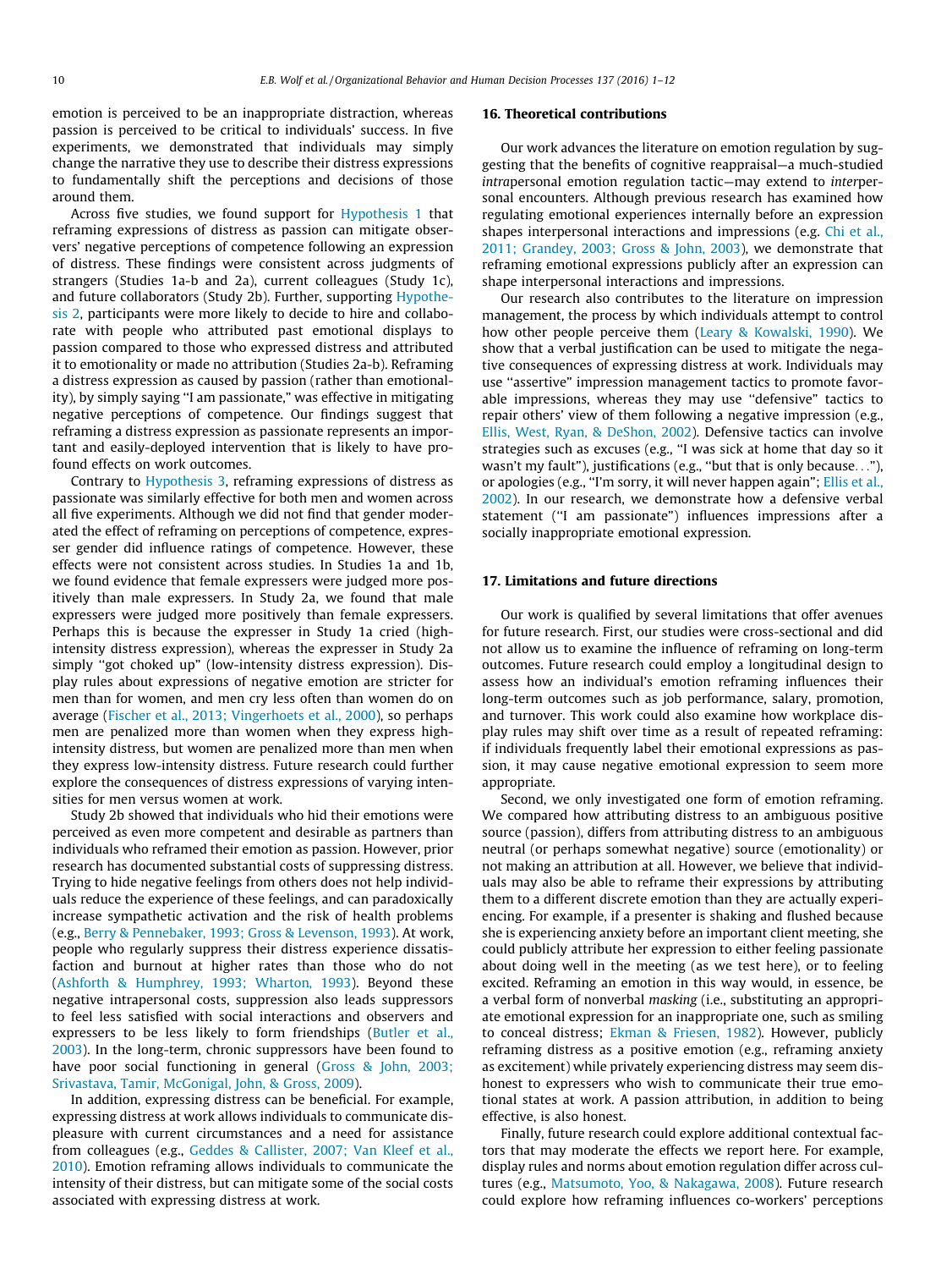emotion is perceived to be an inappropriate distraction, whereas passion is perceived to be critical to individuals' success. In five experiments, we demonstrated that individuals may simply change the narrative they use to describe their distress expressions to fundamentally shift the perceptions and decisions of those around them.

Across five studies, we found support for Hypothesis 1 that reframing expressions of distress as passion can mitigate observers' negative perceptions of competence following an expression of distress. These findings were consistent across judgments of strangers (Studies 1a-b and 2a), current colleagues (Study 1c), and future collaborators (Study 2b). Further, supporting Hypothesis 2, participants were more likely to decide to hire and collaborate with people who attributed past emotional displays to passion compared to those who expressed distress and attributed it to emotionality or made no attribution (Studies 2a-b). Reframing a distress expression as caused by passion (rather than emotionality), by simply saying "I am passionate," was effective in mitigating negative perceptions of competence. Our findings suggest that reframing a distress expression as passionate represents an important and easily-deployed intervention that is likely to have profound effects on work outcomes.

Contrary to Hypothesis 3, reframing expressions of distress as passionate was similarly effective for both men and women across all five experiments. Although we did not find that gender moderated the effect of reframing on perceptions of competence, expresser gender did influence ratings of competence. However, these effects were not consistent across studies. In Studies 1a and 1b, we found evidence that female expressers were judged more positively than male expressers. In Study 2a, we found that male expressers were judged more positively than female expressers. Perhaps this is because the expresser in Study 1a cried (high-intensity distress expression), whereas the expresser in Study 2a simply "got choked up" (low-intensity distress expression). Display rules about expressions of negative emotion are stricter for men than for women, and men cry less often than women do on average (Fischer et al., 2013; Vingerhoets et al., 2000), so perhaps men are penalized more than women when they express high-intensity distress, but women are penalized more than men when they express low-intensity distress. Future research could further explore the consequences of distress expressions of varying intensities for men versus women at work.

Study 2b showed that individuals who hid their emotions were perceived as even more competent and desirable as partners than individuals who reframed their emotion as passion. However, prior research has documented substantial costs of suppressing distress. Trying to hide negative feelings from others does not help individuals reduce the experience of these feelings, and can paradoxically increase sympathetic activation and the risk of health problems (e.g., Berry & Pennebaker, 1993; Gross & Levenson, 1993). At work, people who regularly suppress their distress experience dissatisfaction and burnout at higher rates than those who do not (Ashforth & Humphrey, 1993; Wharton, 1993). Beyond these negative intrapersonal costs, suppression also leads suppressors to feel less satisfied with social interactions and observers and expressers to be less likely to form friendships (Butler et al., 2003). In the long-term, chronic suppressors have been found to have poor social functioning in general (Gross & John, 2003; Srivastava, Tamir, McGonigal, John, & Gross, 2009).

In addition, expressing distress can be beneficial. For example, expressing distress at work allows individuals to communicate displeasure with current circumstances and a need for assistance from colleagues (e.g., Geddes & Callister, 2007; Van Kleef et al., 2010). Emotion reframing allows individuals to communicate the intensity of their distress, but can mitigate some of the social costs associated with expressing distress at work.

## 16. Theoretical contributions

Our work advances the literature on emotion regulation by suggesting that the benefits of cognitive reappraisal—a much-studied *intra*personal emotion regulation tactic—may extend to *inter*personal encounters. Although previous research has examined how regulating emotional experiences internally before an expression shapes interpersonal interactions and impressions (e.g. Chi et al., 2011; Grandey, 2003; Gross & John, 2003), we demonstrate that reframing emotional expressions publicly after an expression can shape interpersonal interactions and impressions.

Our research also contributes to the literature on impression management, the process by which individuals attempt to control how other people perceive them (Leary & Kowalski, 1990). We show that a verbal justification can be used to mitigate the negative consequences of expressing distress at work. Individuals may use "assertive" impression management tactics to promote favorable impressions, whereas they may use "defensive" tactics to repair others' view of them following a negative impression (e.g., Ellis, West, Ryan, & DeShon, 2002). Defensive tactics can involve strategies such as excuses (e.g., "I was sick at home that day so it wasn't my fault"), justifications (e.g., "but that is only because..."), or apologies (e.g., "I'm sorry, it will never happen again"; Ellis et al., 2002). In our research, we demonstrate how a defensive verbal statement ("I am passionate") influences impressions after a socially inappropriate emotional expression.

## 17. Limitations and future directions

Our work is qualified by several limitations that offer avenues for future research. First, our studies were cross-sectional and did not allow us to examine the influence of reframing on long-term outcomes. Future research could employ a longitudinal design to assess how an individual's emotion reframing influences their long-term outcomes such as job performance, salary, promotion, and turnover. This work could also examine how workplace display rules may shift over time as a result of repeated reframing: if individuals frequently label their emotional expressions as passion, it may cause negative emotional expression to seem more appropriate.

Second, we only investigated one form of emotion reframing. We compared how attributing distress to an ambiguous positive source (passion), differs from attributing distress to an ambiguous neutral (or perhaps somewhat negative) source (emotionality) or not making an attribution at all. However, we believe that individuals may also be able to reframe their expressions by attributing them to a different discrete emotion than they are actually experiencing. For example, if a presenter is shaking and flushed because she is experiencing anxiety before an important client meeting, she could publicly attribute her expression to either feeling passionate about doing well in the meeting (as we test here), or to feeling excited. Reframing an emotion in this way would, in essence, be a verbal form of nonverbal *masking* (i.e., substituting an appropriate emotional expression for an inappropriate one, such as smiling to conceal distress; Ekman & Friesen, 1982). However, publicly reframing distress as a positive emotion (e.g., reframing anxiety as excitement) while privately experiencing distress may seem dishonest to expressers who wish to communicate their true emotional states at work. A passion attribution, in addition to being effective, is also honest.

Finally, future research could explore additional contextual factors that may moderate the effects we report here. For example, display rules and norms about emotion regulation differ across cultures (e.g., Matsumoto, Yoo, & Nakagawa, 2008). Future research could explore how reframing influences co-workers' perceptions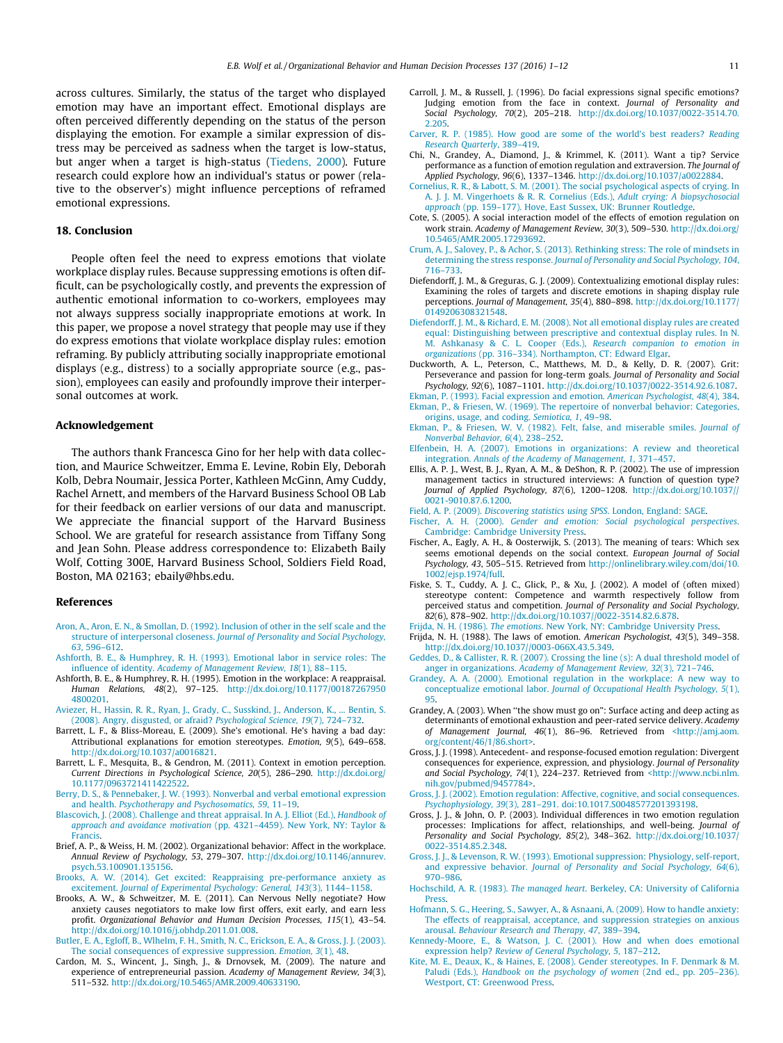across cultures. Similarly, the status of the target who displayed emotion may have an important effect. Emotional displays are often perceived differently depending on the status of the person displaying the emotion. For example a similar expression of distress may be perceived as sadness when the target is low-status, but anger when a target is high-status (Tiedens, 2000). Future research could explore how an individual's status or power (relative to the observer's) might influence perceptions of reframed emotional expressions.

## 18. Conclusion

People often feel the need to express emotions that violate workplace display rules. Because suppressing emotions is often difficult, can be psychologically costly, and prevents the expression of authentic emotional information to co-workers, employees may not always suppress socially inappropriate emotions at work. In this paper, we propose a novel strategy that people may use if they do express emotions that violate workplace display rules: emotion reframing. By publicly attributing socially inappropriate emotional displays (e.g., distress) to a socially appropriate source (e.g., passion), employees can easily and profoundly improve their interpersonal outcomes at work.

## Acknowledgement

The authors thank Francesca Gino for her help with data collection, and Maurice Schweitzer, Emma E. Levine, Robin Ely, Deborah Kolb, Debra Noumair, Jessica Porter, Kathleen McGinn, Amy Cuddy, Rachel Arnett, and members of the Harvard Business School OB Lab for their feedback on earlier versions of our data and manuscript. We appreciate the financial support of the Harvard Business School. We are grateful for research assistance from Tiffany Song and Jean Sohn. Please address correspondence to: Elizabeth Baily Wolf, Cotting 300E, Harvard Business School, Soldiers Field Road, Boston, MA 02163; ebaily@hbs.edu.

## References

Aron, A., Aron, E. N., & Smollan, D. (1992). Inclusion of other in the self scale and the structure of interpersonal closeness. *Journal of Personality and Social Psychology, 63*, 596–612.

Ashforth, B. E., & Humphrey, R. H. (1993). Emotional labor in service roles: The influence of identity. *Academy of Management Review, 18*(1), 88–115.

Ashforth, B. E., & Humphrey, R. H. (1995). Emotion in the workplace: A reappraisal. *Human Relations, 48*(2), 97–125. http://dx.doi.org/10.1177/001872679504800201.

Aviezer, H., Hassin, R. R., Ryan, J., Grady, C., Susskind, J., Anderson, K., ... Bentin, S. (2008). Angry, disgusted, or afraid? *Psychological Science, 19*(7), 724–732.

Barrett, L. F., & Bliss-Moreau, E. (2009). She's emotional. He's having a bad day: Attributional explanations for emotion stereotypes. *Emotion, 9*(5), 649–658. http://dx.doi.org/10.1037/a0016821.

Barrett, L. F., Mesquita, B., & Gendron, M. (2011). Context in emotion perception. *Current Directions in Psychological Science, 20*(5), 286–290. http://dx.doi.org/10.1177/0963721411422522.

Berry, D. S., & Pennebaker, J. W. (1993). Nonverbal and verbal emotional expression and health. *Psychotherapy and Psychosomatics, 59*, 11–19.

Blascovich, J. (2008). Challenge and threat appraisal. In A. J. Elliot (Ed.), *Handbook of approach and avoidance motivation* (pp. 4321–4459). New York, NY: Taylor & Francis.

Brief, A. P., & Weiss, H. M. (2002). Organizational behavior: Affect in the workplace. *Annual Review of Psychology, 53*, 279–307. http://dx.doi.org/10.1146/annurev.psych.53.100901.135156.

Brooks, A. W. (2014). Get excited: Reappraising pre-performance anxiety as excitement. *Journal of Experimental Psychology: General, 143*(3), 1144–1158.

Brooks, A. W., & Schweitzer, M. E. (2011). Can Nervous Nelly negotiate? How anxiety causes negotiators to make low first offers, exit early, and earn less profit. *Organizational Behavior and Human Decision Processes, 115*(1), 43–54. http://dx.doi.org/10.1016/j.obhdp.2011.01.008.

Butler, E. A., Egloff, B., Wlhelm, F. H., Smith, N. C., Erickson, E. A., & Gross, J. J. (2003). The social consequences of expressive suppression. *Emotion, 3*(1), 48.

Cardon, M. S., Wincent, J., Singh, J., & Drnovsek, M. (2009). The nature and experience of entrepreneurial passion. *Academy of Management Review, 34*(3), 511–532. http://dx.doi.org/10.5465/AMR.2009.40633190.

Carroll, J. M., & Russell, J. (1996). Do facial expressions signal specific emotions? Judging emotion from the face in context. *Journal of Personality and Social Psychology, 70*(2), 205–218. http://dx.doi.org/10.1037/0022-3514.70.2.205.

Carver, R. P. (1985). How good are some of the world's best readers? *Reading Research Quarterly*, 389–419.

Chi, N., Grandey, A., Diamond, J., & Krimmel, K. (2011). Want a tip? Service performance as a function of emotion regulation and extraversion. *The Journal of Applied Psychology, 96*(6), 1337–1346. http://dx.doi.org/10.1037/a0022884.

Cornelius, R. R., & Labott, S. M. (2001). The social psychological aspects of crying. In A. J. J. M. Vingerhoets & R. R. Cornelius (Eds.), *Adult crying: A biopsychosocial approach* (pp. 159–177). Hove, East Sussex, UK: Brunner Routledge.

Cote, S. (2005). A social interaction model of the effects of emotion regulation on work strain. *Academy of Management Review, 30*(3), 509–530. http://dx.doi.org/10.5465/AMR.2005.17293692.

Crum, A. J., Salovey, P., & Achor, S. (2013). Rethinking stress: The role of mindsets in determining the stress response. *Journal of Personality and Social Psychology, 104*, 716–733.

Diefendorff, J. M., & Greguras, G. J. (2009). Contextualizing emotional display rules: Examining the roles of targets and discrete emotions in shaping display rule perceptions. *Journal of Management, 35*(4), 880–898. http://dx.doi.org/10.1177/0149206308321548.

Diefendorff, J. M., & Richard, E. M. (2008). Not all emotional display rules are created equal: Distinguishing between prescriptive and contextual display rules. In N. M. Ashkanasy & C. L. Cooper (Eds.), *Research companion to emotion in organizations* (pp. 316–334). Northampton, CT: Edward Elgar.

Duckworth, A. L., Peterson, C., Matthews, M. D., & Kelly, D. R. (2007). Grit: Perseverance and passion for long-term goals. *Journal of Personality and Social Psychology, 92*(6), 1087–1101. http://dx.doi.org/10.1037/0022-3514.92.6.1087.

Ekman, P. (1993). Facial expression and emotion. *American Psychologist, 48*(4), 384.

Ekman, P., & Friesen, W. (1969). The repertoire of nonverbal behavior: Categories, origins, usage, and coding. *Semiotica, 1*, 49–98.

Ekman, P., & Friesen, W. V. (1982). Felt, false, and miserable smiles. *Journal of Nonverbal Behavior, 6*(4), 238–252.

Elfenbein, H. A. (2007). Emotions in organizations: A review and theoretical integration. *Annals of the Academy of Management, 1*, 371–457.

Ellis, A. P. J., West, B. J., Ryan, A. M., & DeShon, R. P. (2002). The use of impression management tactics in structured interviews: A function of question type? *Journal of Applied Psychology, 87*(6), 1200–1208. http://dx.doi.org/10.1037//0021-9010.87.6.1200.

Field, A. P. (2009). *Discovering statistics using SPSS*. London, England: SAGE.

Fischer, A. H. (2000). *Gender and emotion: Social psychological perspectives*. Cambridge: Cambridge University Press.

Fischer, A., Eagly, A. H., & Oosterwijk, S. (2013). The meaning of tears: Which sex seems emotional depends on the social context. *European Journal of Social Psychology, 43*, 505–515. Retrieved from http://onlinelibrary.wiley.com/doi/10.1002/ejsp.1974/full.

Fiske, S. T., Cuddy, A. J. C., Glick, P., & Xu, J. (2002). A model of (often mixed) stereotype content: Competence and warmth respectively follow from perceived status and competition. *Journal of Personality and Social Psychology, 82*(6), 878–902. http://dx.doi.org/10.1037//0022-3514.82.6.878.

Frijda, N. H. (1986). *The emotions*. New York, NY: Cambridge University Press.

Frijda, N. H. (1988). The laws of emotion. *American Psychologist, 43*(5), 349–358. http://dx.doi.org/10.1037//0003-066X.43.5.349.

Geddes, D., & Callister, R. R. (2007). Crossing the line (s): A dual threshold model of anger in organizations. *Academy of Management Review, 32*(3), 721–746.

Grandey, A. A. (2000). Emotional regulation in the workplace: A new way to conceptualize emotional labor. *Journal of Occupational Health Psychology, 5*(1), 95.

Grandey, A. (2003). When "the show must go on": Surface acting and deep acting as determinants of emotional exhaustion and peer-rated service delivery. *Academy of Management Journal, 46*(1), 86–96. Retrieved from <http://amj.aom.org/content/46/1/86.short>.

Gross, J. J. (1998). Antecedent- and response-focused emotion regulation: Divergent consequences for experience, expression, and physiology. *Journal of Personality and Social Psychology, 74*(1), 224–237. Retrieved from <http://www.ncbi.nlm.nih.gov/pubmed/9457784>.

Gross, J. J. (2002). Emotion regulation: Affective, cognitive, and social consequences. *Psychophysiology, 39*(3), 281–291. doi:10.1017.S0048577201393198.

Gross, J. J., & John, O. P. (2003). Individual differences in two emotion regulation processes: Implications for affect, relationships, and well-being. *Journal of Personality and Social Psychology, 85*(2), 348–362. http://dx.doi.org/10.1037/0022-3514.85.2.348.

Gross, J. J., & Levenson, R. W. (1993). Emotional suppression: Physiology, self-report, and expressive behavior. *Journal of Personality and Social Psychology, 64*(6), 970–986.

Hochschild, A. R. (1983). *The managed heart*. Berkeley, CA: University of California Press.

Hofmann, S. G., Heering, S., Sawyer, A., & Asnaani, A. (2009). How to handle anxiety: The effects of reappraisal, acceptance, and suppression strategies on anxious arousal. *Behaviour Research and Therapy, 47*, 389–394.

Kennedy-Moore, E., & Watson, J. C. (2001). How and when does emotional expression help? *Review of General Psychology, 5*, 187–212.

Kite, M. E., Deaux, K., & Haines, E. (2008). Gender stereotypes. In F. Denmark & M. Paludi (Eds.), *Handbook on the psychology of women* (2nd ed., pp. 205–236). Westport, CT: Greenwood Press.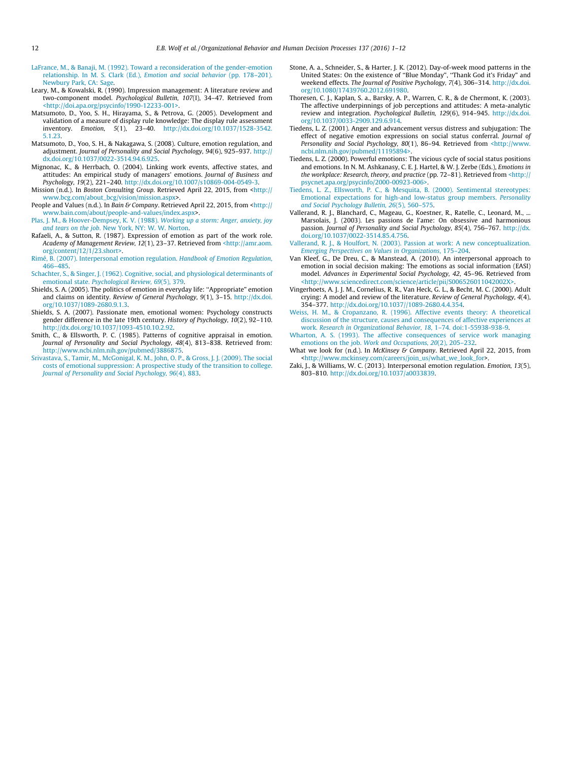LaFrance, M., & Banaji, M. (1992). Toward a reconsideration of the gender-emotion relationship. In M. S. Clark (Ed.), *Emotion and social behavior* (pp. 178–201). Newbury Park, CA: Sage.

Leary, M., & Kowalski, R. (1990). Impression management: A literature review and two-component model. *Psychological Bulletin, 107*(I), 34–47. Retrieved from <http://doi.apa.org/psycinfo/1990-12233-001>.

Matsumoto, D., Yoo, S. H., Hirayama, S., & Petrova, G. (2005). Development and validation of a measure of display rule knowledge: The display rule assessment inventory. *Emotion, 5*(1), 23–40. http://dx.doi.org/10.1037/1528-3542.5.1.23.

Matsumoto, D., Yoo, S. H., & Nakagawa, S. (2008). Culture, emotion regulation, and adjustment. *Journal of Personality and Social Psychology, 94*(6), 925–937. http://dx.doi.org/10.1037/0022-3514.94.6.925.

Mignonac, K., & Herrbach, O. (2004). Linking work events, affective states, and attitudes: An empirical study of managers' emotions. *Journal of Business and Psychology, 19*(2), 221–240. http://dx.doi.org/10.1007/s10869-004-0549-3.

Mission (n.d.). In *Boston Consulting Group*. Retrieved April 22, 2015, from <http://www.bcg.com/about_bcg/vision/mission.aspx>.

People and Values (n.d.). In *Bain & Company*. Retrieved April 22, 2015, from <http://www.bain.com/about/people-and-values/index.aspx>.

Plas, J. M., & Hoover-Dempsey, K. V. (1988). *Working up a storm: Anger, anxiety, joy and tears on the job*. New York, NY: W. W. Norton.

Rafaeli, A., & Sutton, R. (1987). Expression of emotion as part of the work role. *Academy of Management Review, 12*(1), 23–37. Retrieved from <http://amr.aom.org/content/12/1/23.short>.

Rimé, B. (2007). Interpersonal emotion regulation. *Handbook of Emotion Regulation*, 466–485.

Schachter, S., & Singer, J. (1962). Cognitive, social, and physiological determinants of emotional state. *Psychological Review, 69*(5), 379.

Shields, S. A. (2005). The politics of emotion in everyday life: "Appropriate" emotion and claims on identity. *Review of General Psychology, 9*(1), 3–15. http://dx.doi.org/10.1037/1089-2680.9.1.3.

Shields, S. A. (2007). Passionate men, emotional women: Psychology constructs gender difference in the late 19th century. *History of Psychology, 10*(2), 92–110. http://dx.doi.org/10.1037/1093-4510.10.2.92.

Smith, C., & Ellsworth, P. C. (1985). Patterns of cognitive appraisal in emotion. *Journal of Personality and Social Psychology, 48*(4), 813–838. Retrieved from: http://www.ncbi.nlm.nih.gov/pubmed/3886875.

Srivastava, S., Tamir, M., McGonigal, K. M., John, O. P., & Gross, J. J. (2009). The social costs of emotional suppression: A prospective study of the transition to college. *Journal of Personality and Social Psychology, 96*(4), 883.

Stone, A. a., Schneider, S., & Harter, J. K. (2012). Day-of-week mood patterns in the United States: On the existence of "Blue Monday", "Thank God it's Friday" and weekend effects. *The Journal of Positive Psychology, 7*(4), 306–314. http://dx.doi.org/10.1080/17439760.2012.691980.

Thoresen, C. J., Kaplan, S. a., Barsky, A. P., Warren, C. R., & de Chermont, K. (2003). The affective underpinnings of job perceptions and attitudes: A meta-analytic review and integration. *Psychological Bulletin, 129*(6), 914–945. http://dx.doi.org/10.1037/0033-2909.129.6.914.

Tiedens, L. Z. (2001). Anger and advancement versus distress and subjugation: The effect of negative emotion expressions on social status conferral. *Journal of Personality and Social Psychology, 80*(1), 86–94. Retrieved from <http://www.ncbi.nlm.nih.gov/pubmed/11195894>.

Tiedens, L. Z. (2000). Powerful emotions: The vicious cycle of social status positions and emotions. In N. M. Ashkanasy, C. E. J. Hartel, & W. J. Zerbe (Eds.), *Emotions in the workplace: Research, theory, and practice* (pp. 72–81). Retrieved from <http://psycnet.apa.org/psycinfo/2000-00923-006>.

Tiedens, L. Z., Ellsworth, P. C., & Mesquita, B. (2000). Sentimental stereotypes: Emotional expectations for high-and low-status group members. *Personality and Social Psychology Bulletin, 26*(5), 560–575.

Vallerand, R. J., Blanchard, C., Mageau, G., Koestner, R., Ratelle, C., Leonard, M., ... Marsolais, J. (2003). Les passions de l'ame: On obsessive and harmonious passion. *Journal of Personality and Social Psychology, 85*(4), 756–767. http://dx.doi.org/10.1037/0022-3514.85.4.756.

Vallerand, R. J., & Houlfort, N. (2003). Passion at work: A new conceptualization. *Emerging Perspectives on Values in Organizations*, 175–204.

Van Kleef, G., De Dreu, C., & Manstead, A. (2010). An interpersonal approach to emotion in social decision making: The emotions as social information (EASI) model. *Advances in Experimental Social Psychology, 42*, 45–96. Retrieved from <http://www.sciencedirect.com/science/article/pii/S006526011042002X>.

Vingerhoets, A. J. J. M., Cornelius, R. R., Van Heck, G. L., & Becht, M. C. (2000). Adult crying: A model and review of the literature. *Review of General Psychology, 4*(4), 354–377. http://dx.doi.org/10.1037//1089-2680.4.4.354.

Weiss, H. M., & Cropanzano, R. (1996). Affective events theory: A theoretical discussion of the structure, causes and consequences of affective experiences at work. *Research in Organizational Behavior, 18*, 1–74. doi:1-55938-938-9.

Wharton, A. S. (1993). The affective consequences of service work managing emotions on the job. *Work and Occupations, 20*(2), 205–232.

What we look for (n.d.). In *McKinsey & Company*. Retrieved April 22, 2015, from <http://www.mckinsey.com/careers/join_us/what_we_look_for>.

Zaki, J., & Williams, W. C. (2013). Interpersonal emotion regulation. *Emotion, 13*(5), 803–810. http://dx.doi.org/10.1037/a0033839.